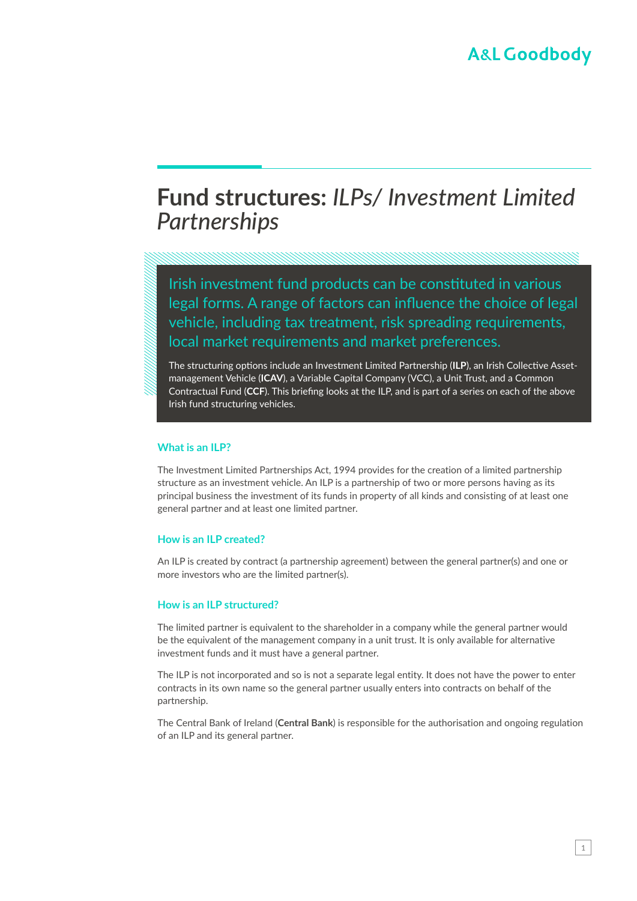A&L Goodbody

# Fund structures: *ILPs/ Investment Limited Partnerships*

Irish investment fund products can be constituted in various legal forms. A range of factors can influence the choice of legal vehicle, including tax treatment, risk spreading requirements, local market requirements and market preferences.

The structuring options include an Investment Limited Partnership (**ILP**), an Irish Collective Asset-management Vehicle (**ICAV**), a Variable Capital Company (VCC), a Unit Trust, and a Common Contractual Fund (**CCF**). This briefing looks at the ILP, and is part of a series on each of the above Irish fund structuring vehicles.

## What is an ILP?

The Investment Limited Partnerships Act, 1994 provides for the creation of a limited partnership structure as an investment vehicle. An ILP is a partnership of two or more persons having as its principal business the investment of its funds in property of all kinds and consisting of at least one general partner and at least one limited partner.

## How is an ILP created?

An ILP is created by contract (a partnership agreement) between the general partner(s) and one or more investors who are the limited partner(s).

## How is an ILP structured?

The limited partner is equivalent to the shareholder in a company while the general partner would be the equivalent of the management company in a unit trust. It is only available for alternative investment funds and it must have a general partner.

The ILP is not incorporated and so is not a separate legal entity. It does not have the power to enter contracts in its own name so the general partner usually enters into contracts on behalf of the partnership.

The Central Bank of Ireland (**Central Bank**) is responsible for the authorisation and ongoing regulation of an ILP and its general partner.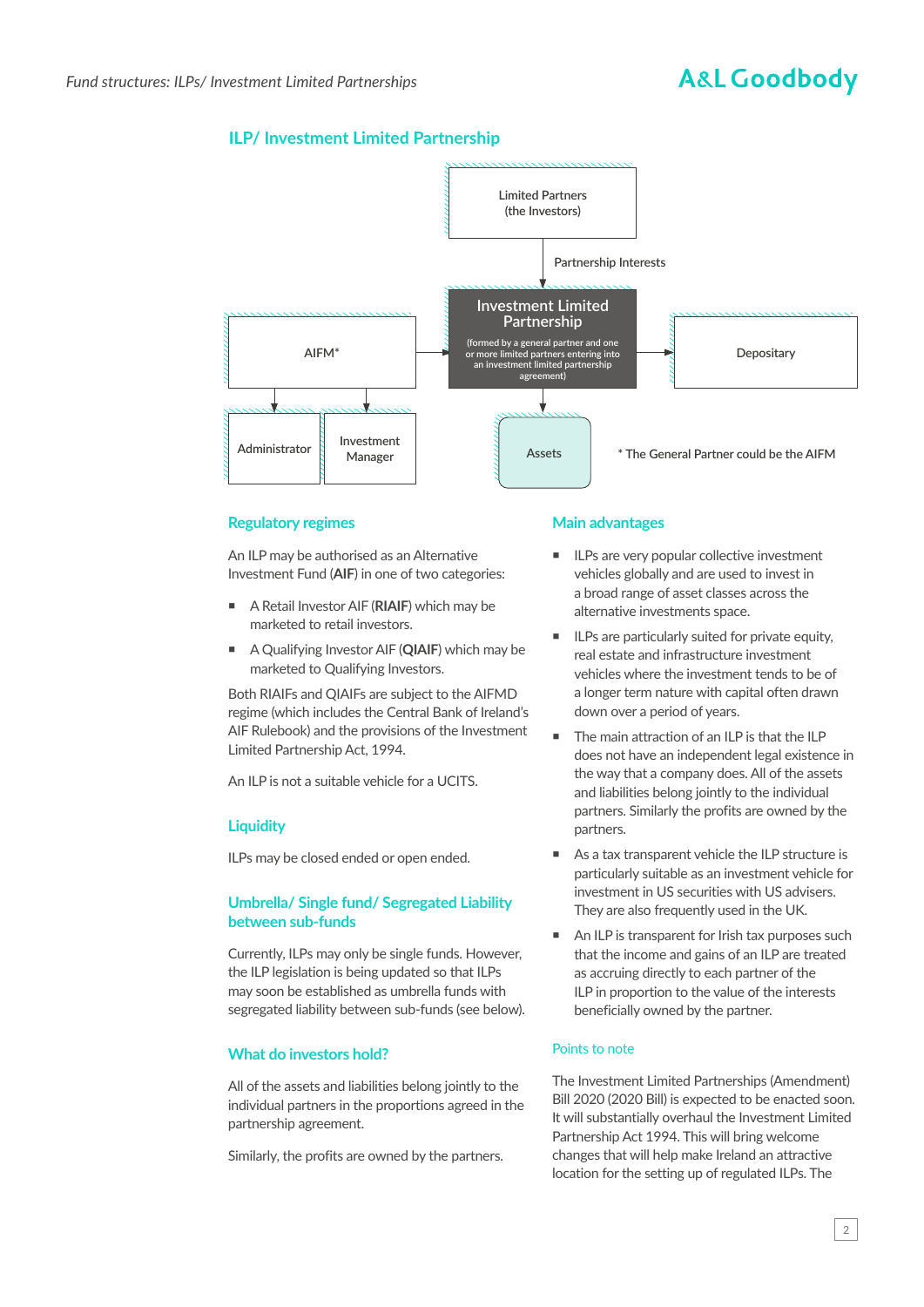## ILP/ Investment Limited Partnership

Limited Partners (the Investors)

Partnership Interests

**Investment Limited Partnership**

(formed by a general partner and one or more limited partners entering into an investment limited partnership agreement)

AIFM*

Depositary

Administrator

Investment Manager

Assets

\* The General Partner could be the AIFM

### Regulatory regimes

An ILP may be authorised as an Alternative Investment Fund (**AIF**) in one of two categories:

- A Retail Investor AIF (**RIAIF**) which may be marketed to retail investors.
- A Qualifying Investor AIF (**QIAIF**) which may be marketed to Qualifying Investors.

Both RIAIFs and QIAIFs are subject to the AIFMD regime (which includes the Central Bank of Ireland's AIF Rulebook) and the provisions of the Investment Limited Partnership Act, 1994.

An ILP is not a suitable vehicle for a UCITS.

### Liquidity

ILPs may be closed ended or open ended.

### Umbrella/ Single fund/ Segregated Liability between sub-funds

Currently, ILPs may only be single funds. However, the ILP legislation is being updated so that ILPs may soon be established as umbrella funds with segregated liability between sub-funds (see below).

### What do investors hold?

All of the assets and liabilities belong jointly to the individual partners in the proportions agreed in the partnership agreement.

Similarly, the profits are owned by the partners.

### Main advantages

- ILPs are very popular collective investment vehicles globally and are used to invest in a broad range of asset classes across the alternative investments space.
- ILPs are particularly suited for private equity, real estate and infrastructure investment vehicles where the investment tends to be of a longer term nature with capital often drawn down over a period of years.
- The main attraction of an ILP is that the ILP does not have an independent legal existence in the way that a company does. All of the assets and liabilities belong jointly to the individual partners. Similarly the profits are owned by the partners.
- As a tax transparent vehicle the ILP structure is particularly suitable as an investment vehicle for investment in US securities with US advisers. They are also frequently used in the UK.
- An ILP is transparent for Irish tax purposes such that the income and gains of an ILP are treated as accruing directly to each partner of the ILP in proportion to the value of the interests beneficially owned by the partner.

#### Points to note

The Investment Limited Partnerships (Amendment) Bill 2020 (2020 Bill) is expected to be enacted soon. It will substantially overhaul the Investment Limited Partnership Act 1994. This will bring welcome changes that will help make Ireland an attractive location for the setting up of regulated ILPs. The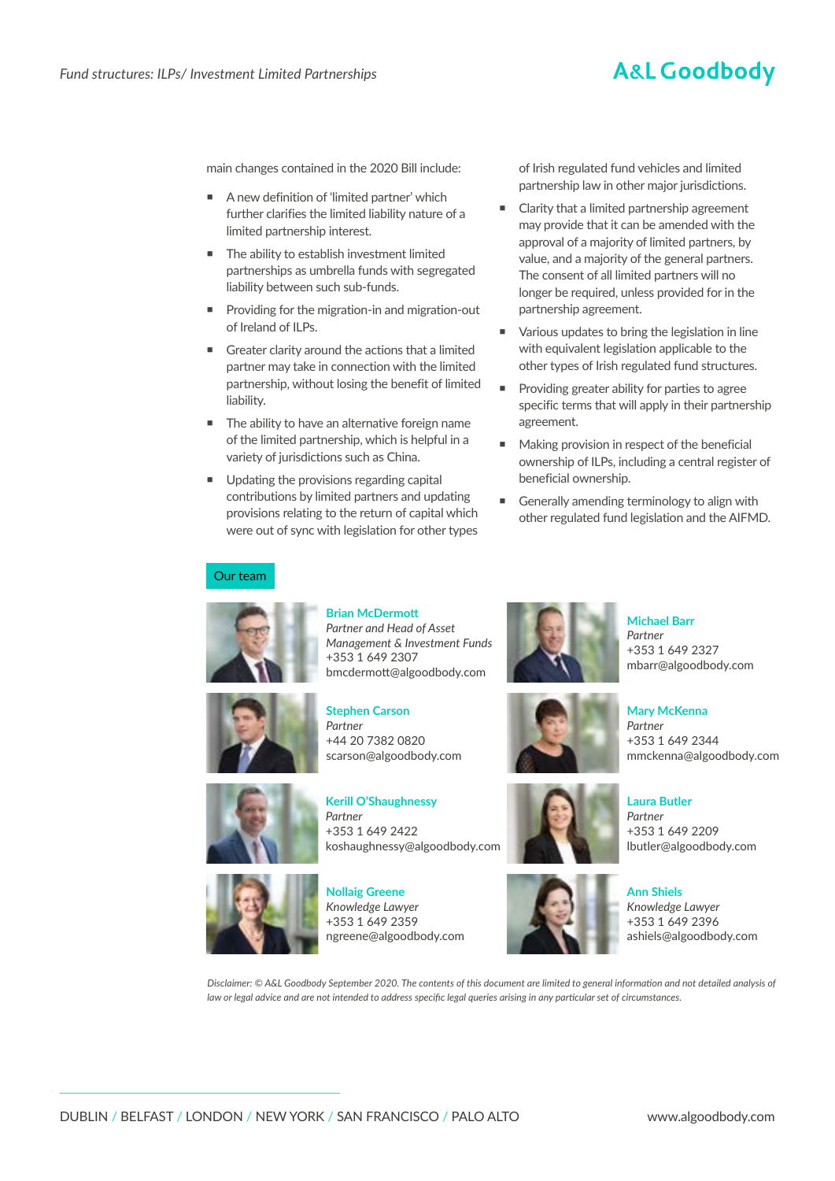main changes contained in the 2020 Bill include:

- A new definition of 'limited partner' which further clarifies the limited liability nature of a limited partnership interest.
- The ability to establish investment limited partnerships as umbrella funds with segregated liability between such sub-funds.
- Providing for the migration-in and migration-out of Ireland of ILPs.
- Greater clarity around the actions that a limited partner may take in connection with the limited partnership, without losing the benefit of limited liability.
- The ability to have an alternative foreign name of the limited partnership, which is helpful in a variety of jurisdictions such as China.
- Updating the provisions regarding capital contributions by limited partners and updating provisions relating to the return of capital which were out of sync with legislation for other types of Irish regulated fund vehicles and limited partnership law in other major jurisdictions.
- Clarity that a limited partnership agreement may provide that it can be amended with the approval of a majority of limited partners, by value, and a majority of the general partners. The consent of all limited partners will no longer be required, unless provided for in the partnership agreement.
- Various updates to bring the legislation in line with equivalent legislation applicable to the other types of Irish regulated fund structures.
- Providing greater ability for parties to agree specific terms that will apply in their partnership agreement.
- Making provision in respect of the beneficial ownership of ILPs, including a central register of beneficial ownership.
- Generally amending terminology to align with other regulated fund legislation and the AIFMD.

## Our team

**Brian McDermott**
*Partner and Head of Asset Management & Investment Funds*
+353 1 649 2307
bmcdermott@algoodbody.com

**Michael Barr**
*Partner*
+353 1 649 2327
mbarr@algoodbody.com

**Stephen Carson**
*Partner*
+44 20 7382 0820
scarson@algoodbody.com

**Mary McKenna**
*Partner*
+353 1 649 2344
mmckenna@algoodbody.com

**Kerill O'Shaughnessy**
*Partner*
+353 1 649 2422
koshaughnessy@algoodbody.com

**Laura Butler**
*Partner*
+353 1 649 2209
lbutler@algoodbody.com

**Nollaig Greene**
*Knowledge Lawyer*
+353 1 649 2359
ngreene@algoodbody.com

**Ann Shiels**
*Knowledge Lawyer*
+353 1 649 2396
ashiels@algoodbody.com

*Disclaimer: © A&L Goodbody September 2020. The contents of this document are limited to general information and not detailed analysis of law or legal advice and are not intended to address specific legal queries arising in any particular set of circumstances.*